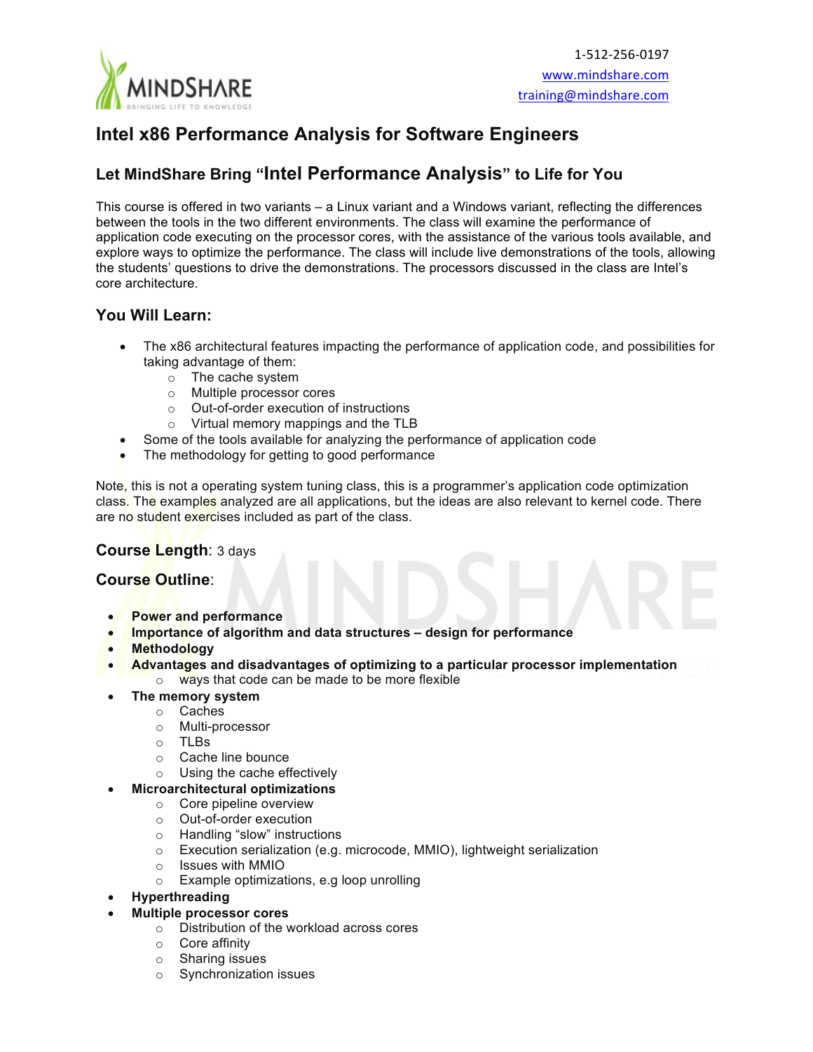1-512-256-0197
www.mindshare.com
training@mindshare.com

# Intel x86 Performance Analysis for Software Engineers

## Let MindShare Bring "Intel Performance Analysis" to Life for You

This course is offered in two variants – a Linux variant and a Windows variant, reflecting the differences between the tools in the two different environments. The class will examine the performance of application code executing on the processor cores, with the assistance of the various tools available, and explore ways to optimize the performance. The class will include live demonstrations of the tools, allowing the students' questions to drive the demonstrations. The processors discussed in the class are Intel's core architecture.

### You Will Learn:

- The x86 architectural features impacting the performance of application code, and possibilities for taking advantage of them:
  - The cache system
  - Multiple processor cores
  - Out-of-order execution of instructions
  - Virtual memory mappings and the TLB
- Some of the tools available for analyzing the performance of application code
- The methodology for getting to good performance

Note, this is not a operating system tuning class, this is a programmer's application code optimization class. The examples analyzed are all applications, but the ideas are also relevant to kernel code. There are no student exercises included as part of the class.

### Course Length: 3 days

### Course Outline:

- **Power and performance**
- **Importance of algorithm and data structures – design for performance**
- **Methodology**
- **Advantages and disadvantages of optimizing to a particular processor implementation**
  - ways that code can be made to be more flexible
- **The memory system**
  - Caches
  - Multi-processor
  - TLBs
  - Cache line bounce
  - Using the cache effectively
- **Microarchitectural optimizations**
  - Core pipeline overview
  - Out-of-order execution
  - Handling "slow" instructions
  - Execution serialization (e.g. microcode, MMIO), lightweight serialization
  - Issues with MMIO
  - Example optimizations, e.g loop unrolling
- **Hyperthreading**
- **Multiple processor cores**
  - Distribution of the workload across cores
  - Core affinity
  - Sharing issues
  - Synchronization issues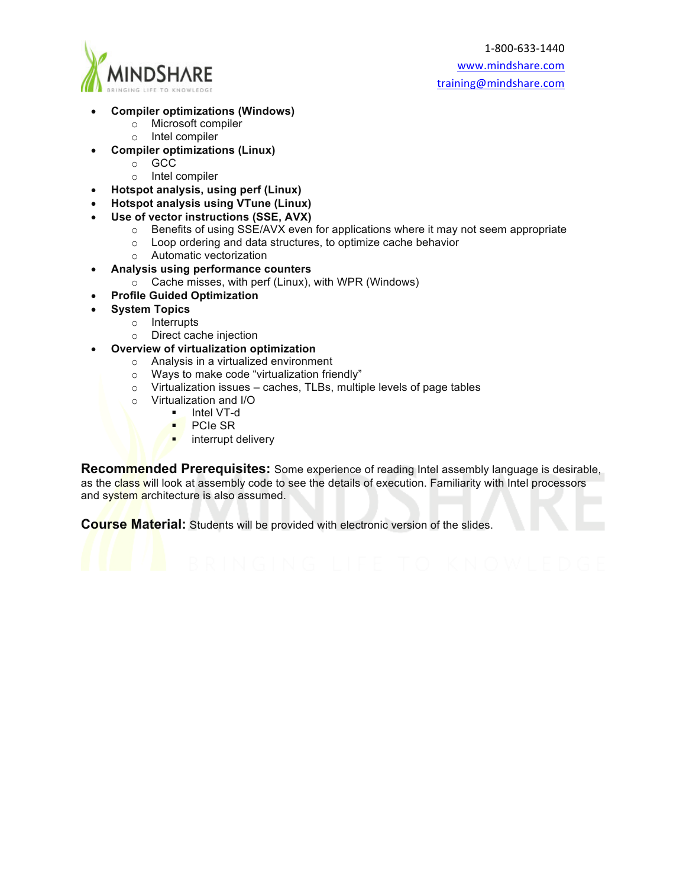- **Compiler optimizations (Windows)**
  - Microsoft compiler
  - Intel compiler
- **Compiler optimizations (Linux)**
  - GCC
  - Intel compiler
- **Hotspot analysis, using perf (Linux)**
- **Hotspot analysis using VTune (Linux)**
- **Use of vector instructions (SSE, AVX)**
  - Benefits of using SSE/AVX even for applications where it may not seem appropriate
  - Loop ordering and data structures, to optimize cache behavior
  - Automatic vectorization
- **Analysis using performance counters**
  - Cache misses, with perf (Linux), with WPR (Windows)
- **Profile Guided Optimization**
- **System Topics**
  - Interrupts
  - Direct cache injection
- **Overview of virtualization optimization**
  - Analysis in a virtualized environment
  - Ways to make code "virtualization friendly"
  - Virtualization issues – caches, TLBs, multiple levels of page tables
  - Virtualization and I/O
    - Intel VT-d
    - PCIe SR
    - interrupt delivery

**Recommended Prerequisites:** Some experience of reading Intel assembly language is desirable, as the class will look at assembly code to see the details of execution. Familiarity with Intel processors and system architecture is also assumed.

**Course Material:** Students will be provided with electronic version of the slides.